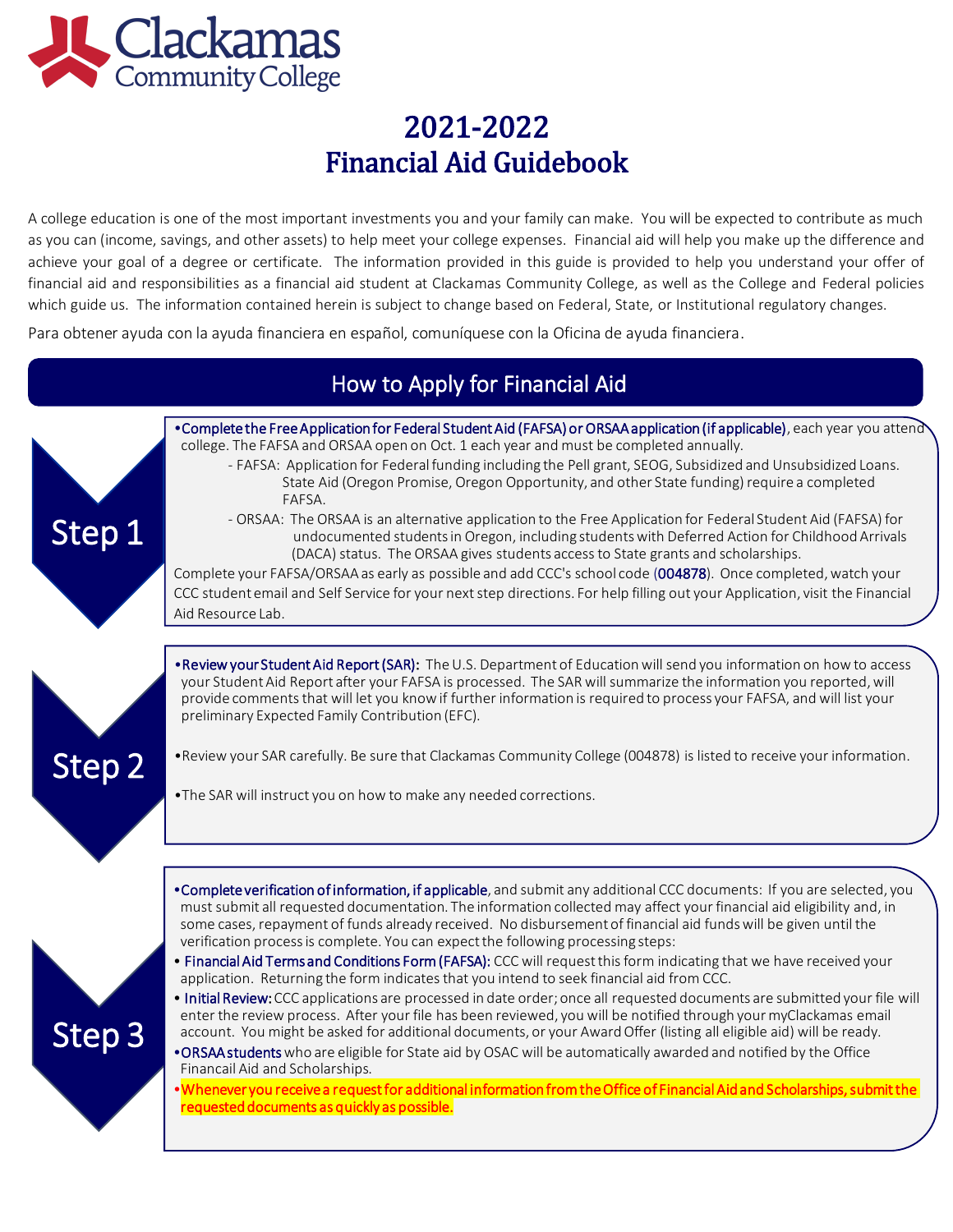Clackamas Community College

# 2021-2022 Financial Aid Guidebook

A college education is one of the most important investments you and your family can make. You will be expected to contribute as much as you can (income, savings, and other assets) to help meet your college expenses. Financial aid will help you make up the difference and achieve your goal of a degree or certificate. The information provided in this guide is provided to help you understand your offer of financial aid and responsibilities as a financial aid student at Clackamas Community College, as well as the College and Federal policies which guide us. The information contained herein is subject to change based on Federal, State, or Institutional regulatory changes.

Para obtener ayuda con la ayuda financiera en español, comuníquese con la Oficina de ayuda financiera.

## How to Apply for Financial Aid

### Step 1

- **Complete the Free Application for Federal Student Aid (FAFSA) or ORSAA application (if applicable)**, each year you attend college. The FAFSA and ORSAA open on Oct. 1 each year and must be completed annually.
  - FAFSA: Application for Federal funding including the Pell grant, SEOG, Subsidized and Unsubsidized Loans. State Aid (Oregon Promise, Oregon Opportunity, and other State funding) require a completed FAFSA.
  - ORSAA: The ORSAA is an alternative application to the Free Application for Federal Student Aid (FAFSA) for undocumented students in Oregon, including students with Deferred Action for Childhood Arrivals (DACA) status. The ORSAA gives students access to State grants and scholarships.

Complete your FAFSA/ORSAA as early as possible and add CCC's school code (004878). Once completed, watch your CCC student email and Self Service for your next step directions. For help filling out your Application, visit the Financial Aid Resource Lab.

### Step 2

- **Review your Student Aid Report (SAR):** The U.S. Department of Education will send you information on how to access your Student Aid Report after your FAFSA is processed. The SAR will summarize the information you reported, will provide comments that will let you know if further information is required to process your FAFSA, and will list your preliminary Expected Family Contribution (EFC).
- Review your SAR carefully. Be sure that Clackamas Community College (004878) is listed to receive your information.
- The SAR will instruct you on how to make any needed corrections.

### Step 3

- **Complete verification of information, if applicable**, and submit any additional CCC documents: If you are selected, you must submit all requested documentation. The information collected may affect your financial aid eligibility and, in some cases, repayment of funds already received. No disbursement of financial aid funds will be given until the verification process is complete. You can expect the following processing steps:
- **Financial Aid Terms and Conditions Form (FAFSA):** CCC will request this form indicating that we have received your application. Returning the form indicates that you intend to seek financial aid from CCC.
- **Initial Review:** CCC applications are processed in date order; once all requested documents are submitted your file will enter the review process. After your file has been reviewed, you will be notified through your myClackamas email account. You might be asked for additional documents, or your Award Offer (listing all eligible aid) will be ready.
- **ORSAA students** who are eligible for State aid by OSAC will be automatically awarded and notified by the Office Financail Aid and Scholarships.
- **Whenever you receive a request for additional information from the Office of Financial Aid and Scholarships, submit the requested documents as quickly as possible.**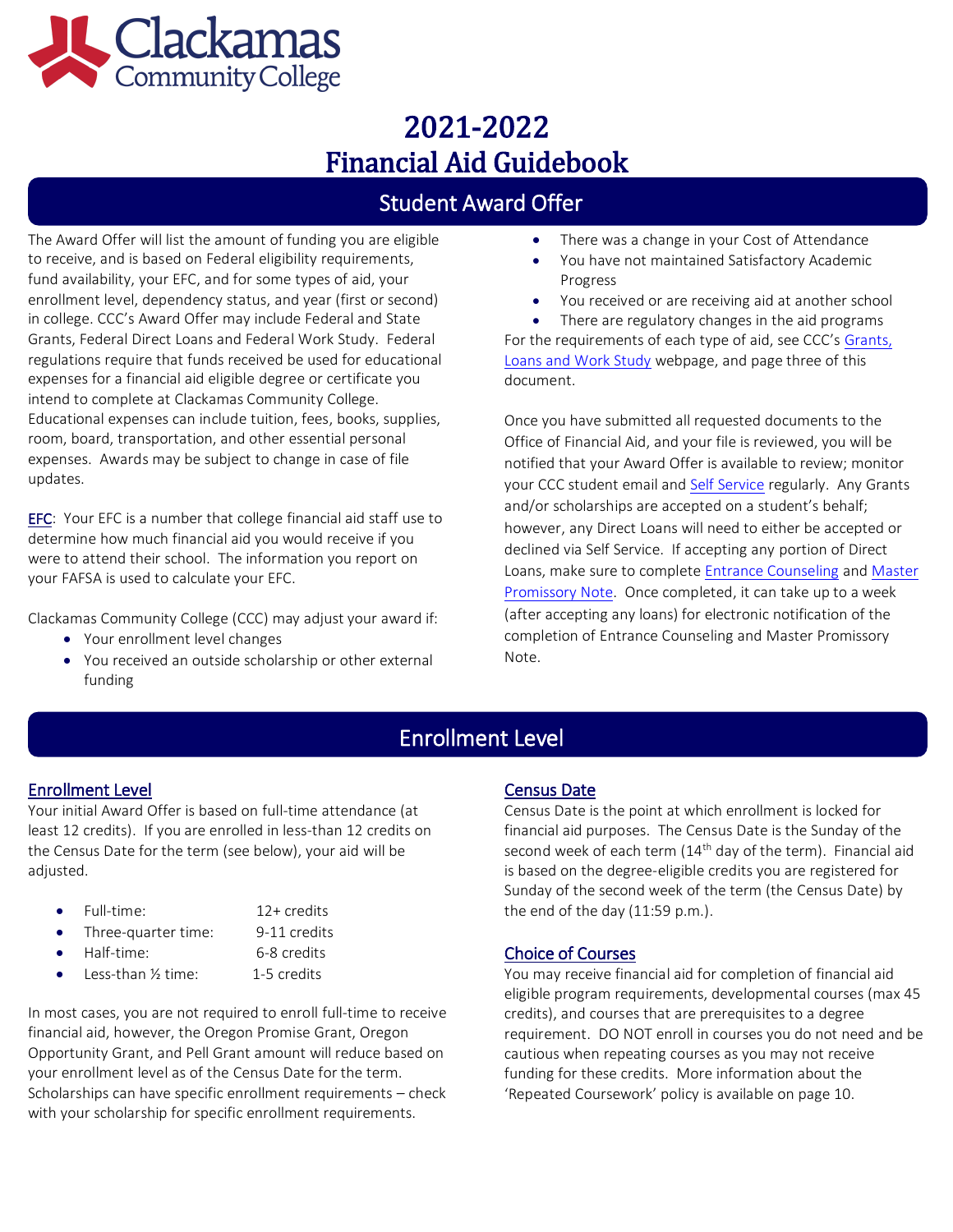# 2021-2022 Financial Aid Guidebook

## Student Award Offer

The Award Offer will list the amount of funding you are eligible to receive, and is based on Federal eligibility requirements, fund availability, your EFC, and for some types of aid, your enrollment level, dependency status, and year (first or second) in college. CCC's Award Offer may include Federal and State Grants, Federal Direct Loans and Federal Work Study. Federal regulations require that funds received be used for educational expenses for a financial aid eligible degree or certificate you intend to complete at Clackamas Community College. Educational expenses can include tuition, fees, books, supplies, room, board, transportation, and other essential personal expenses. Awards may be subject to change in case of file updates.

EFC: Your EFC is a number that college financial aid staff use to determine how much financial aid you would receive if you were to attend their school. The information you report on your FAFSA is used to calculate your EFC.

Clackamas Community College (CCC) may adjust your award if:

- Your enrollment level changes
- You received an outside scholarship or other external funding
- There was a change in your Cost of Attendance
- You have not maintained Satisfactory Academic Progress
- You received or are receiving aid at another school
- There are regulatory changes in the aid programs

For the requirements of each type of aid, see CCC's Grants, Loans and Work Study webpage, and page three of this document.

Once you have submitted all requested documents to the Office of Financial Aid, and your file is reviewed, you will be notified that your Award Offer is available to review; monitor your CCC student email and Self Service regularly. Any Grants and/or scholarships are accepted on a student's behalf; however, any Direct Loans will need to either be accepted or declined via Self Service. If accepting any portion of Direct Loans, make sure to complete Entrance Counseling and Master Promissory Note. Once completed, it can take up to a week (after accepting any loans) for electronic notification of the completion of Entrance Counseling and Master Promissory Note.

## Enrollment Level

### Enrollment Level

Your initial Award Offer is based on full-time attendance (at least 12 credits). If you are enrolled in less-than 12 credits on the Census Date for the term (see below), your aid will be adjusted.

- Full-time: 12+ credits
- Three-quarter time: 9-11 credits
- Half-time: 6-8 credits
- Less-than ½ time: 1-5 credits

In most cases, you are not required to enroll full-time to receive financial aid, however, the Oregon Promise Grant, Oregon Opportunity Grant, and Pell Grant amount will reduce based on your enrollment level as of the Census Date for the term. Scholarships can have specific enrollment requirements – check with your scholarship for specific enrollment requirements.

### Census Date

Census Date is the point at which enrollment is locked for financial aid purposes. The Census Date is the Sunday of the second week of each term (14th day of the term). Financial aid is based on the degree-eligible credits you are registered for Sunday of the second week of the term (the Census Date) by the end of the day (11:59 p.m.).

### Choice of Courses

You may receive financial aid for completion of financial aid eligible program requirements, developmental courses (max 45 credits), and courses that are prerequisites to a degree requirement. DO NOT enroll in courses you do not need and be cautious when repeating courses as you may not receive funding for these credits. More information about the 'Repeated Coursework' policy is available on page 10.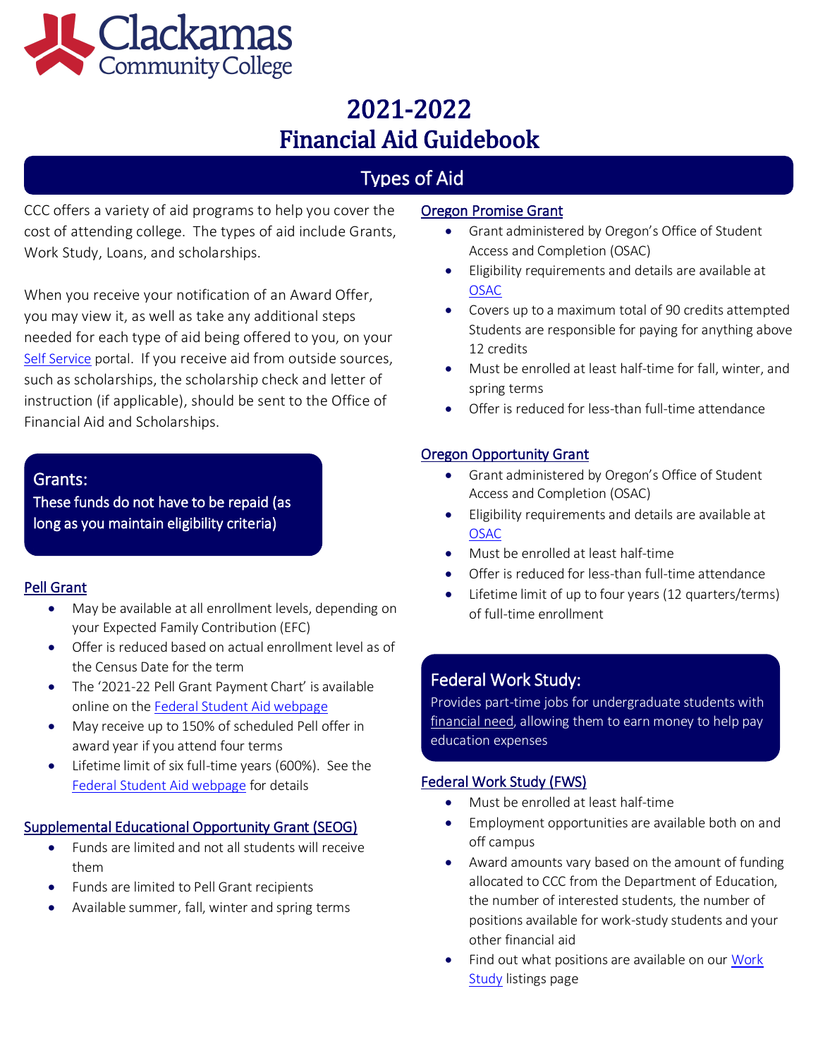# 2021-2022 Financial Aid Guidebook

## Types of Aid

CCC offers a variety of aid programs to help you cover the cost of attending college. The types of aid include Grants, Work Study, Loans, and scholarships.

When you receive your notification of an Award Offer, you may view it, as well as take any additional steps needed for each type of aid being offered to you, on your Self Service portal. If you receive aid from outside sources, such as scholarships, the scholarship check and letter of instruction (if applicable), should be sent to the Office of Financial Aid and Scholarships.

### Grants:

These funds do not have to be repaid (as long as you maintain eligibility criteria)

#### Pell Grant

- May be available at all enrollment levels, depending on your Expected Family Contribution (EFC)
- Offer is reduced based on actual enrollment level as of the Census Date for the term
- The '2021-22 Pell Grant Payment Chart' is available online on the Federal Student Aid webpage
- May receive up to 150% of scheduled Pell offer in award year if you attend four terms
- Lifetime limit of six full-time years (600%). See the Federal Student Aid webpage for details

#### Supplemental Educational Opportunity Grant (SEOG)

- Funds are limited and not all students will receive them
- Funds are limited to Pell Grant recipients
- Available summer, fall, winter and spring terms

#### Oregon Promise Grant

- Grant administered by Oregon's Office of Student Access and Completion (OSAC)
- Eligibility requirements and details are available at OSAC
- Covers up to a maximum total of 90 credits attempted Students are responsible for paying for anything above 12 credits
- Must be enrolled at least half-time for fall, winter, and spring terms
- Offer is reduced for less-than full-time attendance

#### Oregon Opportunity Grant

- Grant administered by Oregon's Office of Student Access and Completion (OSAC)
- Eligibility requirements and details are available at OSAC
- Must be enrolled at least half-time
- Offer is reduced for less-than full-time attendance
- Lifetime limit of up to four years (12 quarters/terms) of full-time enrollment

### Federal Work Study:

Provides part-time jobs for undergraduate students with financial need, allowing them to earn money to help pay education expenses

#### Federal Work Study (FWS)

- Must be enrolled at least half-time
- Employment opportunities are available both on and off campus
- Award amounts vary based on the amount of funding allocated to CCC from the Department of Education, the number of interested students, the number of positions available for work-study students and your other financial aid
- Find out what positions are available on our Work Study listings page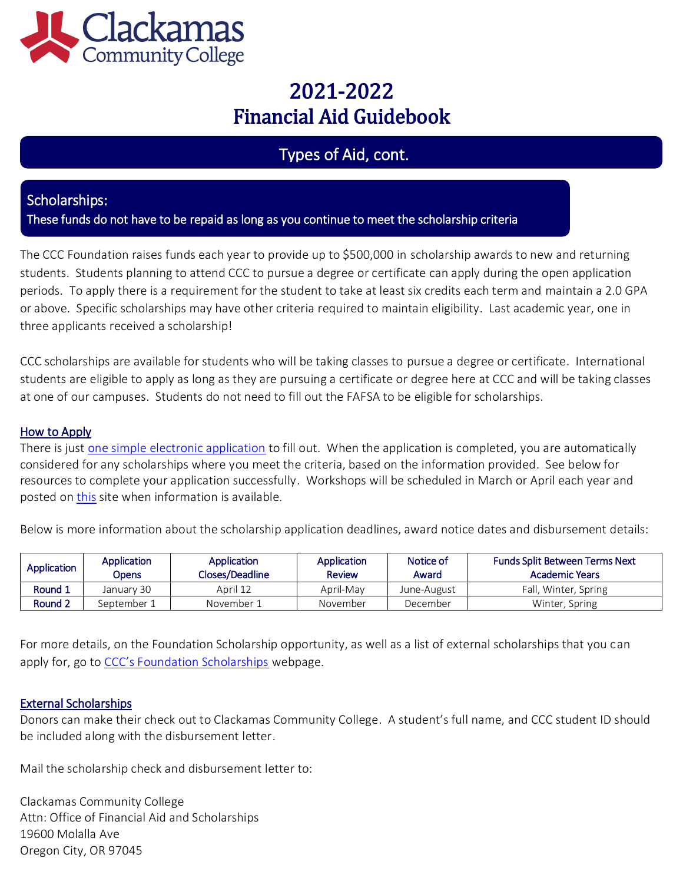# 2021-2022 Financial Aid Guidebook

## Types of Aid, cont.

### Scholarships:

**These funds do not have to be repaid as long as you continue to meet the scholarship criteria**

The CCC Foundation raises funds each year to provide up to $500,000 in scholarship awards to new and returning students. Students planning to attend CCC to pursue a degree or certificate can apply during the open application periods. To apply there is a requirement for the student to take at least six credits each term and maintain a 2.0 GPA or above. Specific scholarships may have other criteria required to maintain eligibility. Last academic year, one in three applicants received a scholarship!

CCC scholarships are available for students who will be taking classes to pursue a degree or certificate. International students are eligible to apply as long as they are pursuing a certificate or degree here at CCC and will be taking classes at one of our campuses. Students do not need to fill out the FAFSA to be eligible for scholarships.

#### How to Apply

There is just one simple electronic application to fill out. When the application is completed, you are automatically considered for any scholarships where you meet the criteria, based on the information provided. See below for resources to complete your application successfully. Workshops will be scheduled in March or April each year and posted on this site when information is available.

Below is more information about the scholarship application deadlines, award notice dates and disbursement details:

| Application | Application Opens | Application Closes/Deadline | Application Review | Notice of Award | Funds Split Between Terms Next Academic Years |
|---|---|---|---|---|---|
| Round 1 | January 30 | April 12 | April-May | June-August | Fall, Winter, Spring |
| Round 2 | September 1 | November 1 | November | December | Winter, Spring |

For more details, on the Foundation Scholarship opportunity, as well as a list of external scholarships that you can apply for, go to CCC's Foundation Scholarships webpage.

#### External Scholarships

Donors can make their check out to Clackamas Community College. A student's full name, and CCC student ID should be included along with the disbursement letter.

Mail the scholarship check and disbursement letter to:

Clackamas Community College
Attn: Office of Financial Aid and Scholarships
19600 Molalla Ave
Oregon City, OR 97045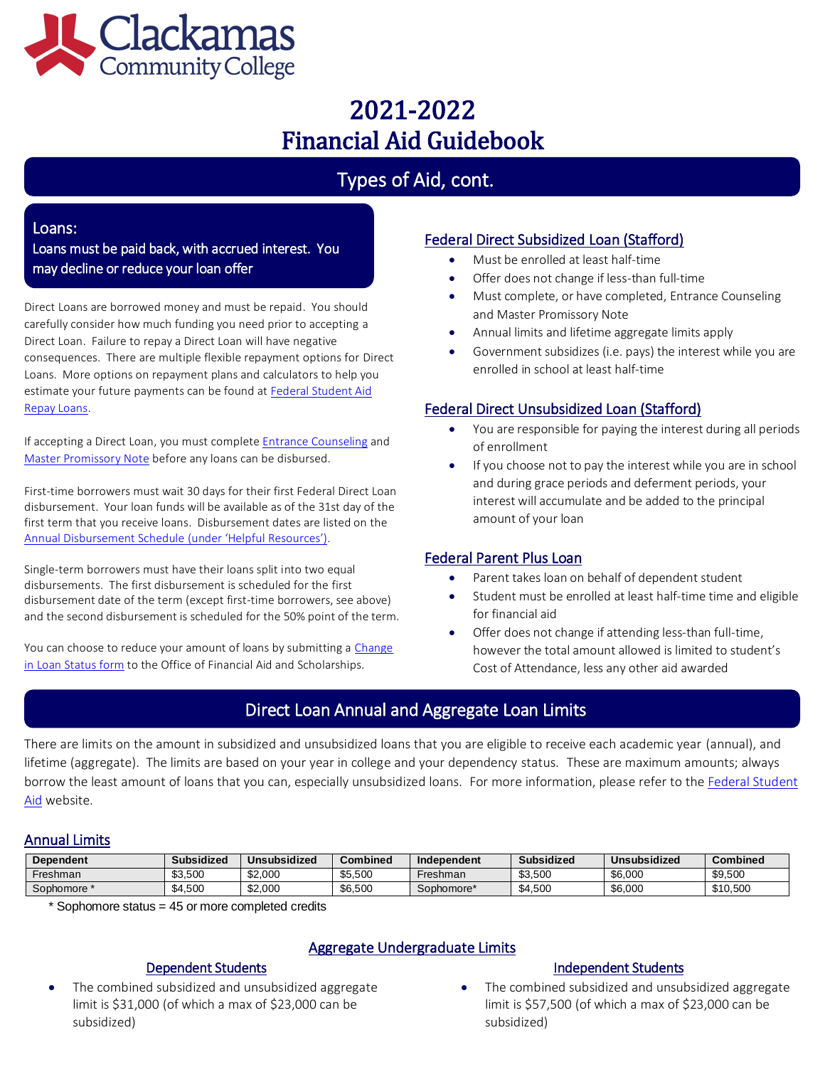# 2021-2022 Financial Aid Guidebook

## Types of Aid, cont.

### Loans:

**Loans must be paid back, with accrued interest. You may decline or reduce your loan offer**

Direct Loans are borrowed money and must be repaid. You should carefully consider how much funding you need prior to accepting a Direct Loan. Failure to repay a Direct Loan will have negative consequences. There are multiple flexible repayment options for Direct Loans. More options on repayment plans and calculators to help you estimate your future payments can be found at Federal Student Aid Repay Loans.

If accepting a Direct Loan, you must complete Entrance Counseling and Master Promissory Note before any loans can be disbursed.

First-time borrowers must wait 30 days for their first Federal Direct Loan disbursement. Your loan funds will be available as of the 31st day of the first term that you receive loans. Disbursement dates are listed on the Annual Disbursement Schedule (under 'Helpful Resources').

Single-term borrowers must have their loans split into two equal disbursements. The first disbursement is scheduled for the first disbursement date of the term (except first-time borrowers, see above) and the second disbursement is scheduled for the 50% point of the term.

You can choose to reduce your amount of loans by submitting a Change in Loan Status form to the Office of Financial Aid and Scholarships.

### Federal Direct Subsidized Loan (Stafford)

- Must be enrolled at least half-time
- Offer does not change if less-than full-time
- Must complete, or have completed, Entrance Counseling and Master Promissory Note
- Annual limits and lifetime aggregate limits apply
- Government subsidizes (i.e. pays) the interest while you are enrolled in school at least half-time

### Federal Direct Unsubsidized Loan (Stafford)

- You are responsible for paying the interest during all periods of enrollment
- If you choose not to pay the interest while you are in school and during grace periods and deferment periods, your interest will accumulate and be added to the principal amount of your loan

### Federal Parent Plus Loan

- Parent takes loan on behalf of dependent student
- Student must be enrolled at least half-time time and eligible for financial aid
- Offer does not change if attending less-than full-time, however the total amount allowed is limited to student's Cost of Attendance, less any other aid awarded

## Direct Loan Annual and Aggregate Loan Limits

There are limits on the amount in subsidized and unsubsidized loans that you are eligible to receive each academic year (annual), and lifetime (aggregate). The limits are based on your year in college and your dependency status. These are maximum amounts; always borrow the least amount of loans that you can, especially unsubsidized loans. For more information, please refer to the Federal Student Aid website.

### Annual Limits

| Dependent | Subsidized | Unsubsidized | Combined | Independent | Subsidized | Unsubsidized | Combined |
|---|---|---|---|---|---|---|---|
| Freshman | $3,500 | $2,000 | $5,500 | Freshman | $3,500 | $6,000 | $9,500 |
| Sophomore * | $4,500 | $2,000 | $6,500 | Sophomore* | $4,500 | $6,000 | $10,500 |

\* Sophomore status = 45 or more completed credits

### Aggregate Undergraduate Limits

#### Dependent Students

- The combined subsidized and unsubsidized aggregate limit is $31,000 (of which a max of $23,000 can be subsidized)

#### Independent Students

- The combined subsidized and unsubsidized aggregate limit is $57,500 (of which a max of $23,000 can be subsidized)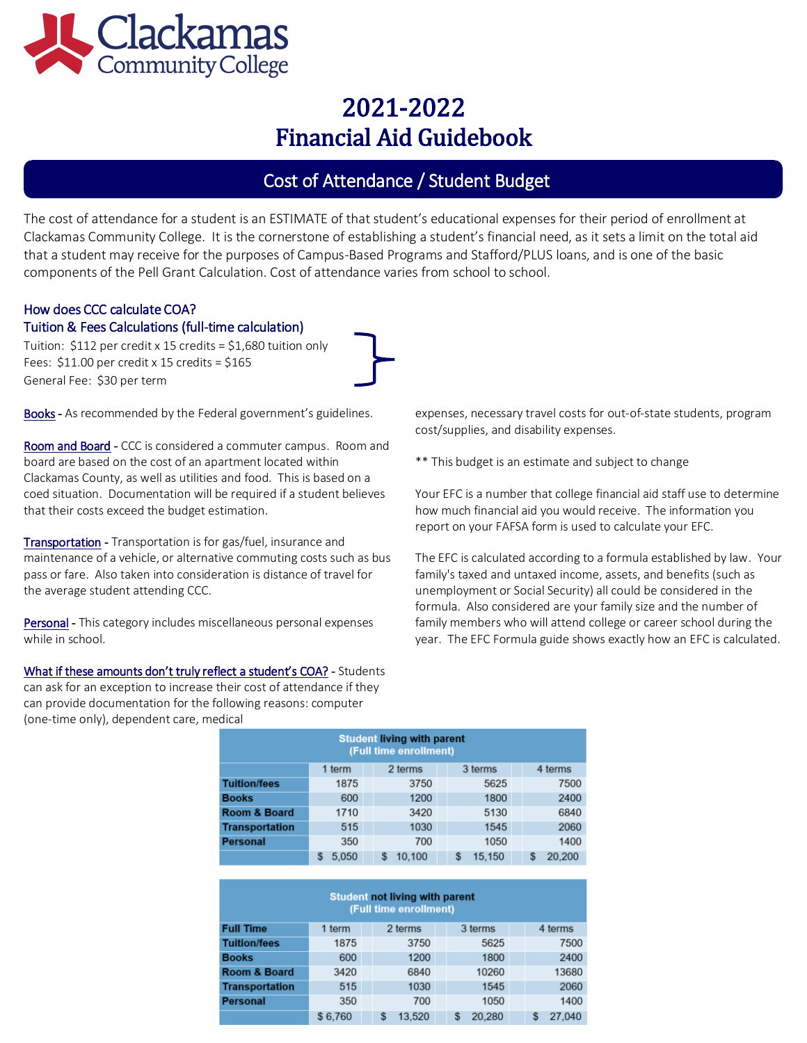# 2021-2022 Financial Aid Guidebook

## Cost of Attendance / Student Budget

The cost of attendance for a student is an ESTIMATE of that student's educational expenses for their period of enrollment at Clackamas Community College. It is the cornerstone of establishing a student's financial need, as it sets a limit on the total aid that a student may receive for the purposes of Campus-Based Programs and Stafford/PLUS loans, and is one of the basic components of the Pell Grant Calculation. Cost of attendance varies from school to school.

### How does CCC calculate COA?

### Tuition & Fees Calculations (full-time calculation)

Tuition: $112 per credit x 15 credits = $1,680 tuition only
Fees: $11.00 per credit x 15 credits = $165
General Fee: $30 per term

**Books** - As recommended by the Federal government's guidelines.

**Room and Board** - CCC is considered a commuter campus. Room and board are based on the cost of an apartment located within Clackamas County, as well as utilities and food. This is based on a coed situation. Documentation will be required if a student believes that their costs exceed the budget estimation.

**Transportation** - Transportation is for gas/fuel, insurance and maintenance of a vehicle, or alternative commuting costs such as bus pass or fare. Also taken into consideration is distance of travel for the average student attending CCC.

**Personal** - This category includes miscellaneous personal expenses while in school.

**What if these amounts don't truly reflect a student's COA?** - Students can ask for an exception to increase their cost of attendance if they can provide documentation for the following reasons: computer (one-time only), dependent care, medical expenses, necessary travel costs for out-of-state students, program cost/supplies, and disability expenses.

** This budget is an estimate and subject to change

Your EFC is a number that college financial aid staff use to determine how much financial aid you would receive. The information you report on your FAFSA form is used to calculate your EFC.

The EFC is calculated according to a formula established by law. Your family's taxed and untaxed income, assets, and benefits (such as unemployment or Social Security) all could be considered in the formula. Also considered are your family size and the number of family members who will attend college or career school during the year. The EFC Formula guide shows exactly how an EFC is calculated.

**Student living with parent (Full time enrollment)**

| | 1 term | 2 terms | 3 terms | 4 terms |
|---|---|---|---|---|
| Tuition/fees | 1875 | 3750 | 5625 | 7500 |
| Books | 600 | 1200 | 1800 | 2400 |
| Room & Board | 1710 | 3420 | 5130 | 6840 |
| Transportation | 515 | 1030 | 1545 | 2060 |
| Personal | 350 | 700 | 1050 | 1400 |
| | $ 5,050 | $ 10,100 | $ 15,150 | $ 20,200 |

**Student not living with parent (Full time enrollment)**

| Full Time | 1 term | 2 terms | 3 terms | 4 terms |
|---|---|---|---|---|
| Tuition/fees | 1875 | 3750 | 5625 | 7500 |
| Books | 600 | 1200 | 1800 | 2400 |
| Room & Board | 3420 | 6840 | 10260 | 13680 |
| Transportation | 515 | 1030 | 1545 | 2060 |
| Personal | 350 | 700 | 1050 | 1400 |
| | $ 6,760 | $ 13,520 | $ 20,280 | $ 27,040 |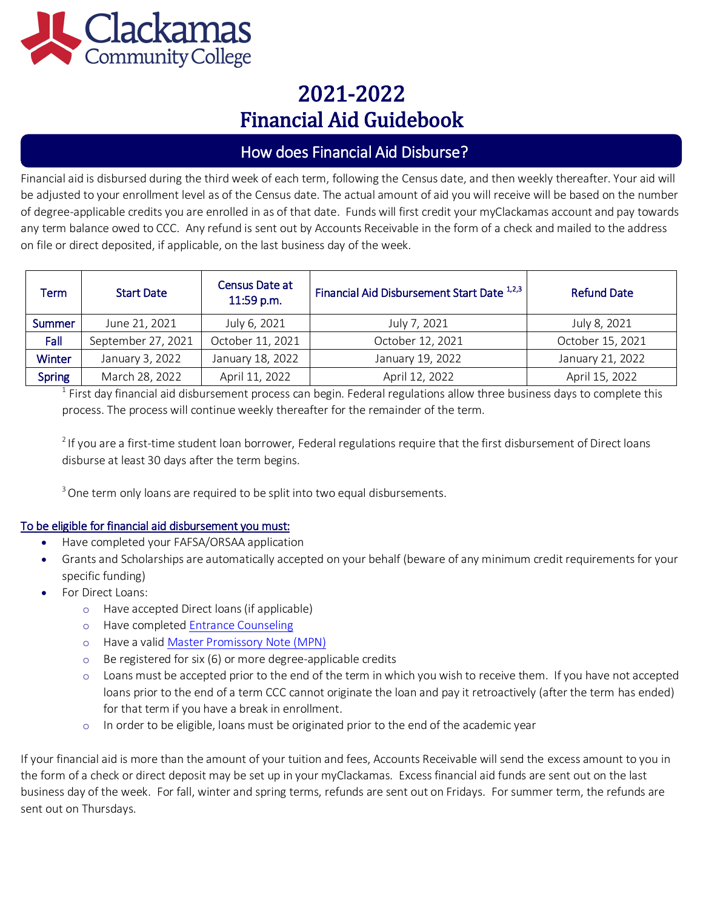# 2021-2022 Financial Aid Guidebook

## How does Financial Aid Disburse?

Financial aid is disbursed during the third week of each term, following the Census date, and then weekly thereafter. Your aid will be adjusted to your enrollment level as of the Census date. The actual amount of aid you will receive will be based on the number of degree-applicable credits you are enrolled in as of that date. Funds will first credit your myClackamas account and pay towards any term balance owed to CCC. Any refund is sent out by Accounts Receivable in the form of a check and mailed to the address on file or direct deposited, if applicable, on the last business day of the week.

| Term | Start Date | Census Date at 11:59 p.m. | Financial Aid Disbursement Start Date [1,2,3] | Refund Date |
|---|---|---|---|---|
| Summer | June 21, 2021 | July 6, 2021 | July 7, 2021 | July 8, 2021 |
| Fall | September 27, 2021 | October 11, 2021 | October 12, 2021 | October 15, 2021 |
| Winter | January 3, 2022 | January 18, 2022 | January 19, 2022 | January 21, 2022 |
| Spring | March 28, 2022 | April 11, 2022 | April 12, 2022 | April 15, 2022 |

[1] First day financial aid disbursement process can begin. Federal regulations allow three business days to complete this process. The process will continue weekly thereafter for the remainder of the term.

[2] If you are a first-time student loan borrower, Federal regulations require that the first disbursement of Direct loans disburse at least 30 days after the term begins.

[3] One term only loans are required to be split into two equal disbursements.

**To be eligible for financial aid disbursement you must:**

- Have completed your FAFSA/ORSAA application
- Grants and Scholarships are automatically accepted on your behalf (beware of any minimum credit requirements for your specific funding)
- For Direct Loans:
  - Have accepted Direct loans (if applicable)
  - Have completed Entrance Counseling
  - Have a valid Master Promissory Note (MPN)
  - Be registered for six (6) or more degree-applicable credits
  - Loans must be accepted prior to the end of the term in which you wish to receive them. If you have not accepted loans prior to the end of a term CCC cannot originate the loan and pay it retroactively (after the term has ended) for that term if you have a break in enrollment.
  - In order to be eligible, loans must be originated prior to the end of the academic year

If your financial aid is more than the amount of your tuition and fees, Accounts Receivable will send the excess amount to you in the form of a check or direct deposit may be set up in your myClackamas. Excess financial aid funds are sent out on the last business day of the week. For fall, winter and spring terms, refunds are sent out on Fridays. For summer term, the refunds are sent out on Thursdays.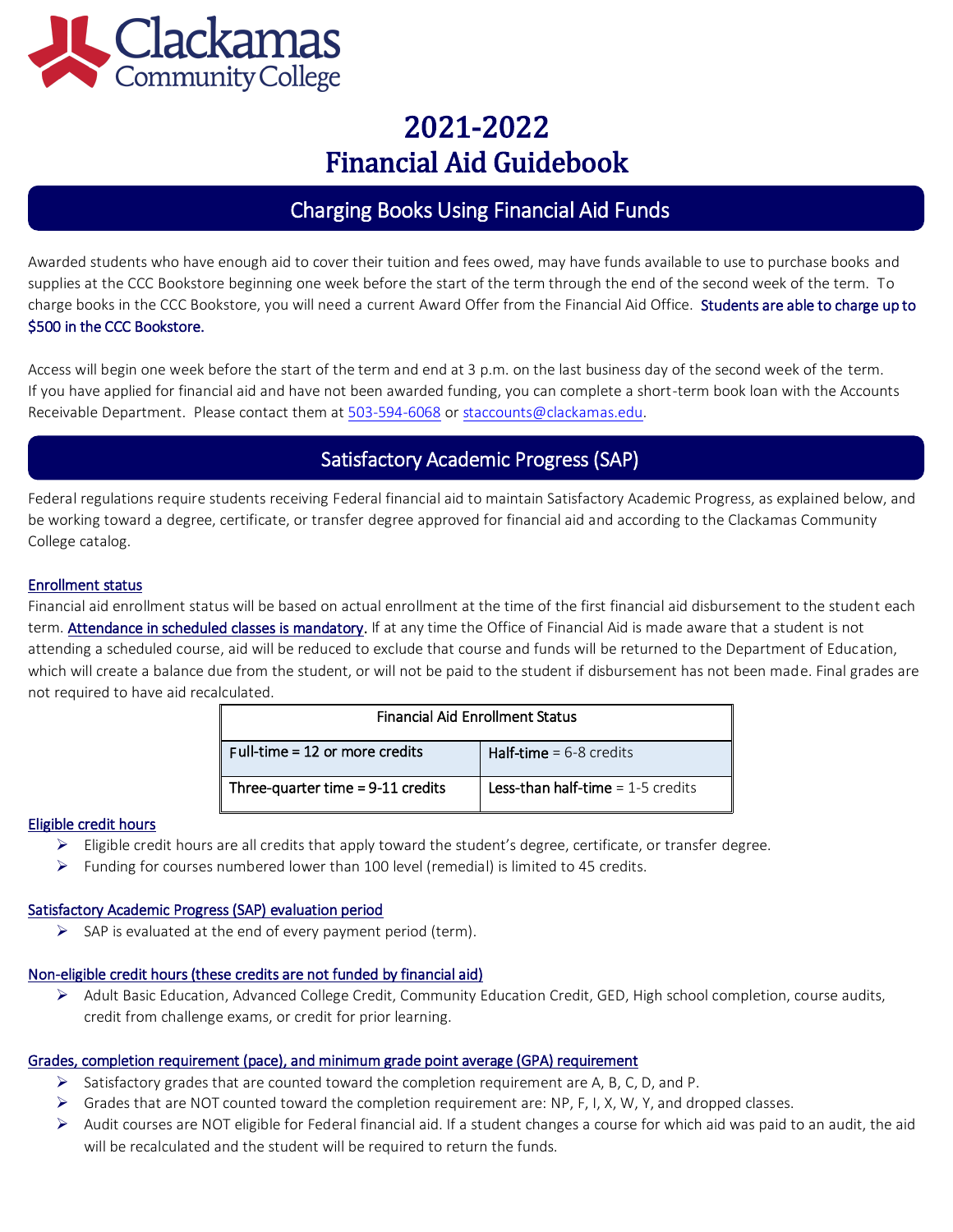# 2021-2022
# Financial Aid Guidebook

## Charging Books Using Financial Aid Funds

Awarded students who have enough aid to cover their tuition and fees owed, may have funds available to use to purchase books and supplies at the CCC Bookstore beginning one week before the start of the term through the end of the second week of the term. To charge books in the CCC Bookstore, you will need a current Award Offer from the Financial Aid Office. **Students are able to charge up to $500 in the CCC Bookstore.**

Access will begin one week before the start of the term and end at 3 p.m. on the last business day of the second week of the term. If you have applied for financial aid and have not been awarded funding, you can complete a short-term book loan with the Accounts Receivable Department. Please contact them at 503-594-6068 or staccounts@clackamas.edu.

## Satisfactory Academic Progress (SAP)

Federal regulations require students receiving Federal financial aid to maintain Satisfactory Academic Progress, as explained below, and be working toward a degree, certificate, or transfer degree approved for financial aid and according to the Clackamas Community College catalog.

### Enrollment status

Financial aid enrollment status will be based on actual enrollment at the time of the first financial aid disbursement to the student each term. **Attendance in scheduled classes is mandatory.** If at any time the Office of Financial Aid is made aware that a student is not attending a scheduled course, aid will be reduced to exclude that course and funds will be returned to the Department of Education, which will create a balance due from the student, or will not be paid to the student if disbursement has not been made. Final grades are not required to have aid recalculated.

| Financial Aid Enrollment Status | |
|---|---|
| Full-time = 12 or more credits | **Half-time** = 6-8 credits |
| Three-quarter time = 9-11 credits | **Less-than half-time** = 1-5 credits |

### Eligible credit hours

- Eligible credit hours are all credits that apply toward the student's degree, certificate, or transfer degree.
- Funding for courses numbered lower than 100 level (remedial) is limited to 45 credits.

### Satisfactory Academic Progress (SAP) evaluation period

- SAP is evaluated at the end of every payment period (term).

### Non-eligible credit hours (these credits are not funded by financial aid)

- Adult Basic Education, Advanced College Credit, Community Education Credit, GED, High school completion, course audits, credit from challenge exams, or credit for prior learning.

### Grades, completion requirement (pace), and minimum grade point average (GPA) requirement

- Satisfactory grades that are counted toward the completion requirement are A, B, C, D, and P.
- Grades that are NOT counted toward the completion requirement are: NP, F, I, X, W, Y, and dropped classes.
- Audit courses are NOT eligible for Federal financial aid. If a student changes a course for which aid was paid to an audit, the aid will be recalculated and the student will be required to return the funds.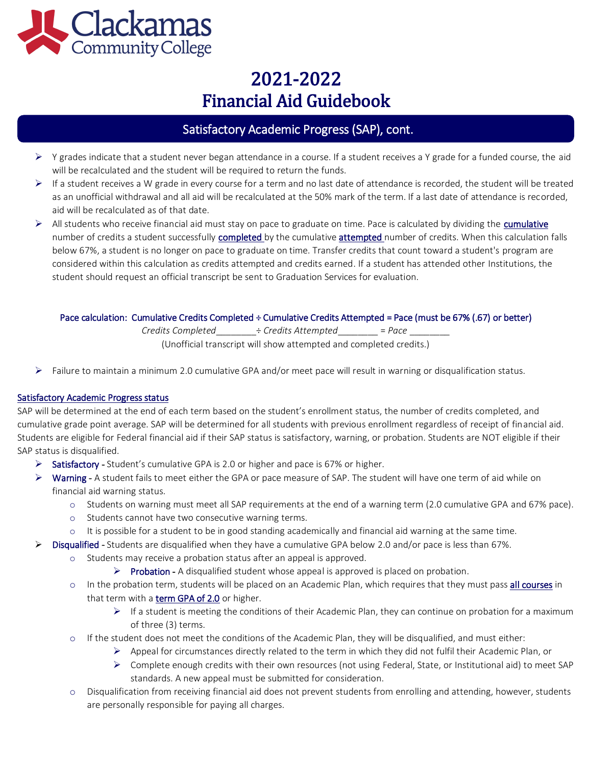# 2021-2022 Financial Aid Guidebook

## Satisfactory Academic Progress (SAP), cont.

- Y grades indicate that a student never began attendance in a course. If a student receives a Y grade for a funded course, the aid will be recalculated and the student will be required to return the funds.
- If a student receives a W grade in every course for a term and no last date of attendance is recorded, the student will be treated as an unofficial withdrawal and all aid will be recalculated at the 50% mark of the term. If a last date of attendance is recorded, aid will be recalculated as of that date.
- All students who receive financial aid must stay on pace to graduate on time. Pace is calculated by dividing the cumulative number of credits a student successfully completed by the cumulative attempted number of credits. When this calculation falls below 67%, a student is no longer on pace to graduate on time. Transfer credits that count toward a student's program are considered within this calculation as credits attempted and credits earned. If a student has attended other Institutions, the student should request an official transcript be sent to Graduation Services for evaluation.

**Pace calculation: Cumulative Credits Completed ÷ Cumulative Credits Attempted = Pace (must be 67% (.67) or better)**

*Credits Completed*________÷ *Credits Attempted*________ = *Pace* ________

(Unofficial transcript will show attempted and completed credits.)

- Failure to maintain a minimum 2.0 cumulative GPA and/or meet pace will result in warning or disqualification status.

### Satisfactory Academic Progress status

SAP will be determined at the end of each term based on the student's enrollment status, the number of credits completed, and cumulative grade point average. SAP will be determined for all students with previous enrollment regardless of receipt of financial aid. Students are eligible for Federal financial aid if their SAP status is satisfactory, warning, or probation. Students are NOT eligible if their SAP status is disqualified.

- **Satisfactory -** Student's cumulative GPA is 2.0 or higher and pace is 67% or higher.
- **Warning -** A student fails to meet either the GPA or pace measure of SAP. The student will have one term of aid while on financial aid warning status.
  - Students on warning must meet all SAP requirements at the end of a warning term (2.0 cumulative GPA and 67% pace).
  - Students cannot have two consecutive warning terms.
  - It is possible for a student to be in good standing academically and financial aid warning at the same time.
- **Disqualified -** Students are disqualified when they have a cumulative GPA below 2.0 and/or pace is less than 67%.
  - Students may receive a probation status after an appeal is approved.
    - **Probation -** A disqualified student whose appeal is approved is placed on probation.
  - In the probation term, students will be placed on an Academic Plan, which requires that they must pass all courses in that term with a term GPA of 2.0 or higher.
    - If a student is meeting the conditions of their Academic Plan, they can continue on probation for a maximum of three (3) terms.
  - If the student does not meet the conditions of the Academic Plan, they will be disqualified, and must either:
    - Appeal for circumstances directly related to the term in which they did not fulfil their Academic Plan, or
    - Complete enough credits with their own resources (not using Federal, State, or Institutional aid) to meet SAP standards. A new appeal must be submitted for consideration.
  - Disqualification from receiving financial aid does not prevent students from enrolling and attending, however, students are personally responsible for paying all charges.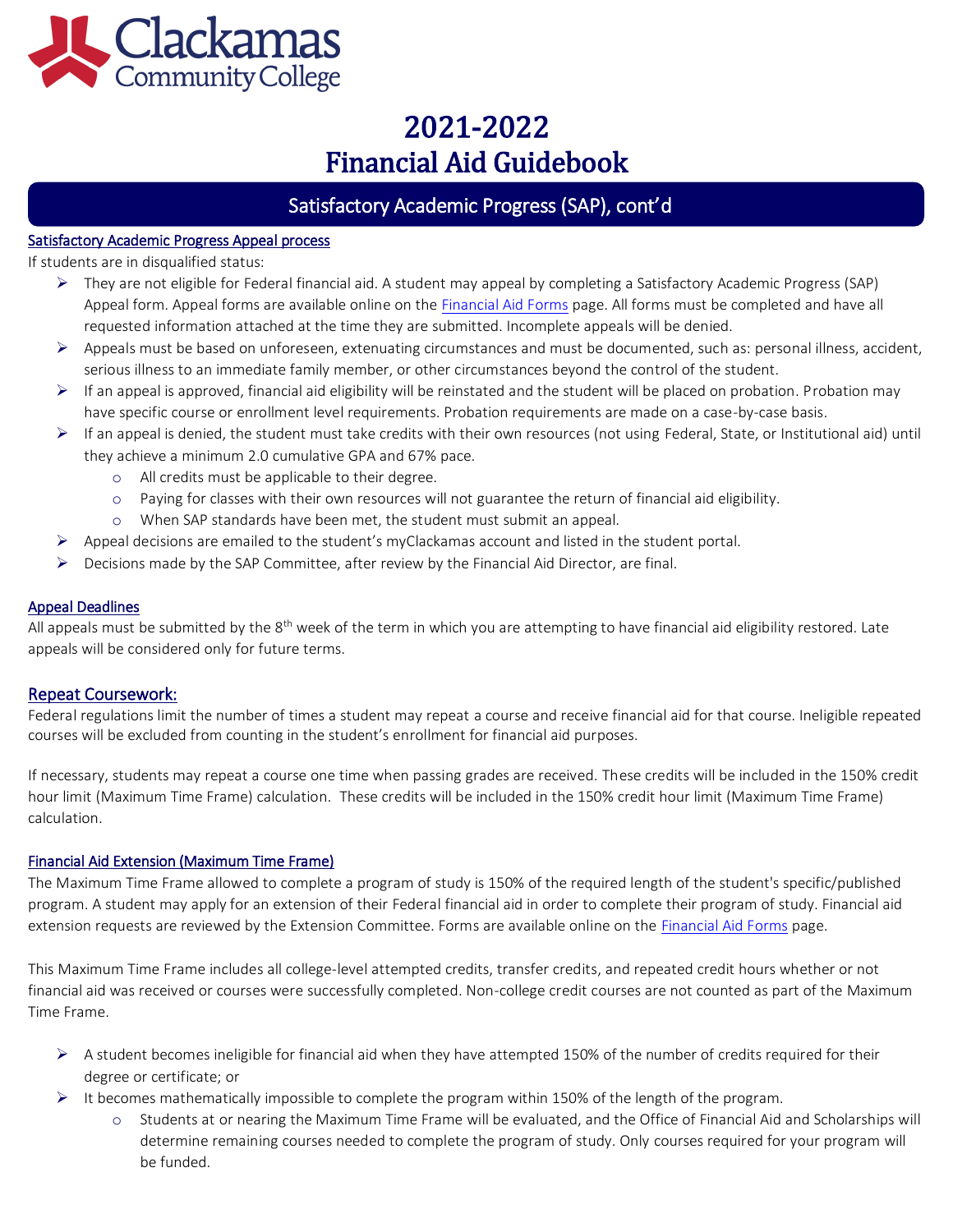# 2021-2022 Financial Aid Guidebook

## Satisfactory Academic Progress (SAP), cont'd

### Satisfactory Academic Progress Appeal process

If students are in disqualified status:

- They are not eligible for Federal financial aid. A student may appeal by completing a Satisfactory Academic Progress (SAP) Appeal form. Appeal forms are available online on the Financial Aid Forms page. All forms must be completed and have all requested information attached at the time they are submitted. Incomplete appeals will be denied.
- Appeals must be based on unforeseen, extenuating circumstances and must be documented, such as: personal illness, accident, serious illness to an immediate family member, or other circumstances beyond the control of the student.
- If an appeal is approved, financial aid eligibility will be reinstated and the student will be placed on probation. Probation may have specific course or enrollment level requirements. Probation requirements are made on a case-by-case basis.
- If an appeal is denied, the student must take credits with their own resources (not using Federal, State, or Institutional aid) until they achieve a minimum 2.0 cumulative GPA and 67% pace.
  - All credits must be applicable to their degree.
  - Paying for classes with their own resources will not guarantee the return of financial aid eligibility.
  - When SAP standards have been met, the student must submit an appeal.
- Appeal decisions are emailed to the student's myClackamas account and listed in the student portal.
- Decisions made by the SAP Committee, after review by the Financial Aid Director, are final.

### Appeal Deadlines

All appeals must be submitted by the 8th week of the term in which you are attempting to have financial aid eligibility restored. Late appeals will be considered only for future terms.

### Repeat Coursework:

Federal regulations limit the number of times a student may repeat a course and receive financial aid for that course. Ineligible repeated courses will be excluded from counting in the student's enrollment for financial aid purposes.

If necessary, students may repeat a course one time when passing grades are received. These credits will be included in the 150% credit hour limit (Maximum Time Frame) calculation. These credits will be included in the 150% credit hour limit (Maximum Time Frame) calculation.

### Financial Aid Extension (Maximum Time Frame)

The Maximum Time Frame allowed to complete a program of study is 150% of the required length of the student's specific/published program. A student may apply for an extension of their Federal financial aid in order to complete their program of study. Financial aid extension requests are reviewed by the Extension Committee. Forms are available online on the Financial Aid Forms page.

This Maximum Time Frame includes all college-level attempted credits, transfer credits, and repeated credit hours whether or not financial aid was received or courses were successfully completed. Non-college credit courses are not counted as part of the Maximum Time Frame.

- A student becomes ineligible for financial aid when they have attempted 150% of the number of credits required for their degree or certificate; or
- It becomes mathematically impossible to complete the program within 150% of the length of the program.
  - Students at or nearing the Maximum Time Frame will be evaluated, and the Office of Financial Aid and Scholarships will determine remaining courses needed to complete the program of study. Only courses required for your program will be funded.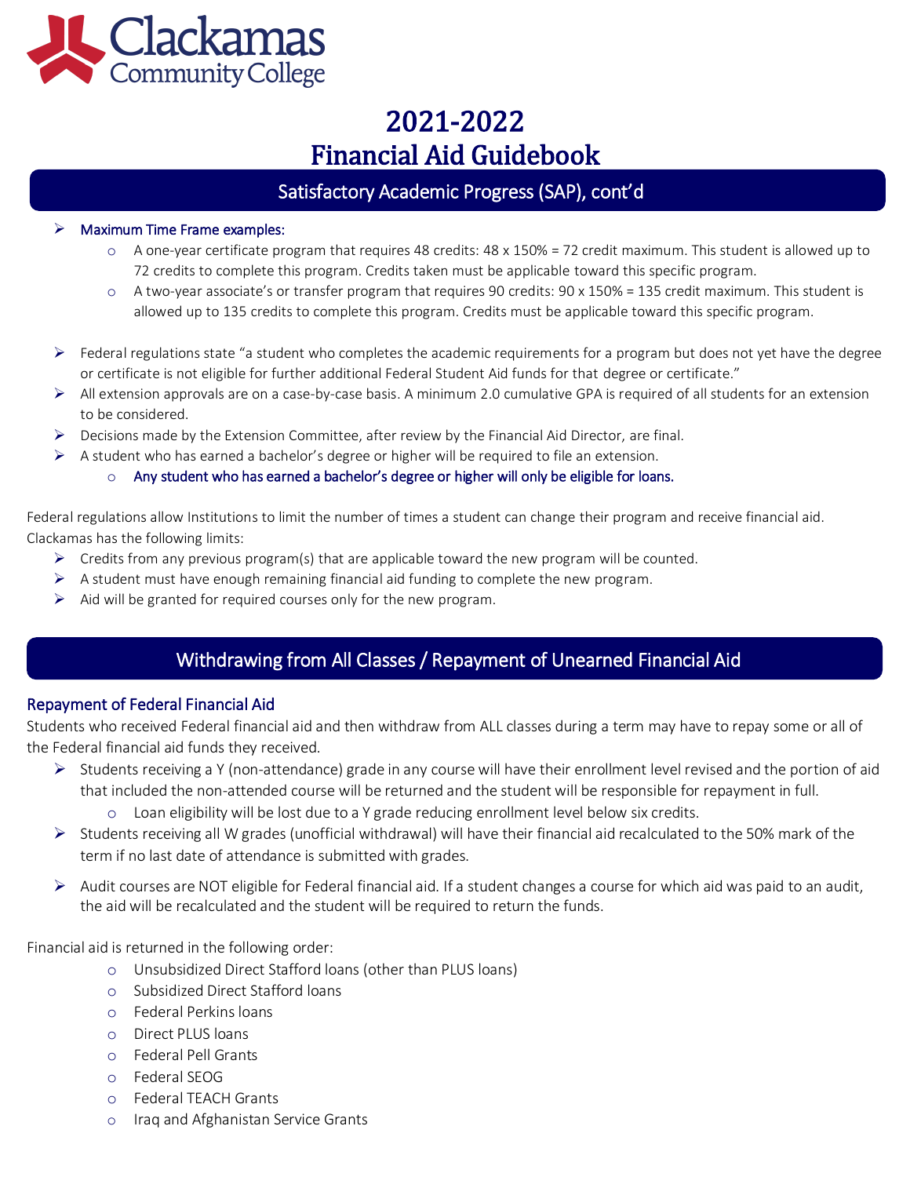# 2021-2022 Financial Aid Guidebook

## Satisfactory Academic Progress (SAP), cont'd

- **Maximum Time Frame examples:**
  - A one-year certificate program that requires 48 credits: 48 x 150% = 72 credit maximum. This student is allowed up to 72 credits to complete this program. Credits taken must be applicable toward this specific program.
  - A two-year associate's or transfer program that requires 90 credits: 90 x 150% = 135 credit maximum. This student is allowed up to 135 credits to complete this program. Credits must be applicable toward this specific program.

- Federal regulations state "a student who completes the academic requirements for a program but does not yet have the degree or certificate is not eligible for further additional Federal Student Aid funds for that degree or certificate."
- All extension approvals are on a case-by-case basis. A minimum 2.0 cumulative GPA is required of all students for an extension to be considered.
- Decisions made by the Extension Committee, after review by the Financial Aid Director, are final.
- A student who has earned a bachelor's degree or higher will be required to file an extension.
  - **Any student who has earned a bachelor's degree or higher will only be eligible for loans.**

Federal regulations allow Institutions to limit the number of times a student can change their program and receive financial aid. Clackamas has the following limits:

- Credits from any previous program(s) that are applicable toward the new program will be counted.
- A student must have enough remaining financial aid funding to complete the new program.
- Aid will be granted for required courses only for the new program.

## Withdrawing from All Classes / Repayment of Unearned Financial Aid

### Repayment of Federal Financial Aid

Students who received Federal financial aid and then withdraw from ALL classes during a term may have to repay some or all of the Federal financial aid funds they received.

- Students receiving a Y (non-attendance) grade in any course will have their enrollment level revised and the portion of aid that included the non-attended course will be returned and the student will be responsible for repayment in full.
  - Loan eligibility will be lost due to a Y grade reducing enrollment level below six credits.
- Students receiving all W grades (unofficial withdrawal) will have their financial aid recalculated to the 50% mark of the term if no last date of attendance is submitted with grades.
- Audit courses are NOT eligible for Federal financial aid. If a student changes a course for which aid was paid to an audit, the aid will be recalculated and the student will be required to return the funds.

Financial aid is returned in the following order:

- Unsubsidized Direct Stafford loans (other than PLUS loans)
- Subsidized Direct Stafford loans
- Federal Perkins loans
- Direct PLUS loans
- Federal Pell Grants
- Federal SEOG
- Federal TEACH Grants
- Iraq and Afghanistan Service Grants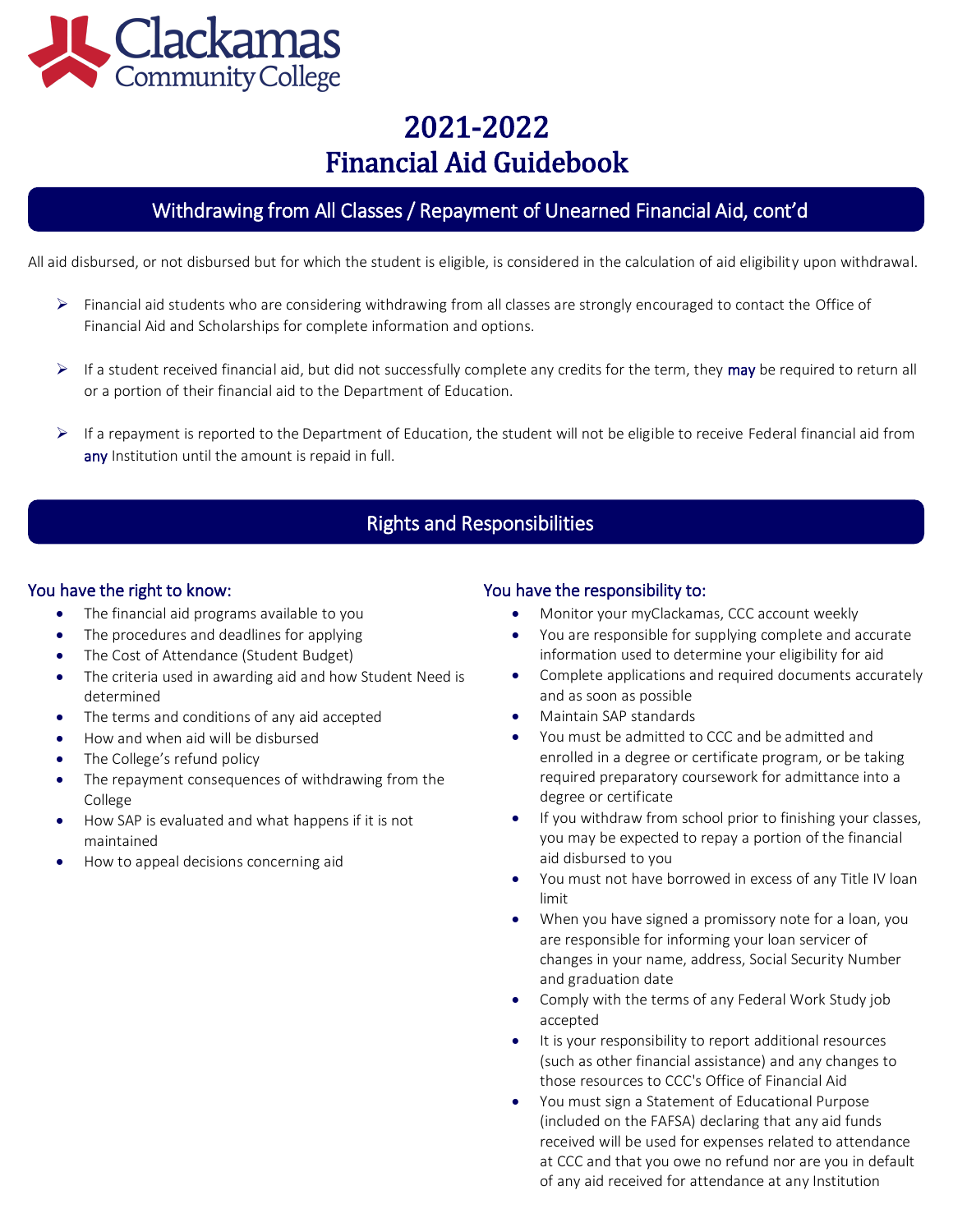# 2021-2022
# Financial Aid Guidebook

## Withdrawing from All Classes / Repayment of Unearned Financial Aid, cont'd

All aid disbursed, or not disbursed but for which the student is eligible, is considered in the calculation of aid eligibility upon withdrawal.

- Financial aid students who are considering withdrawing from all classes are strongly encouraged to contact the Office of Financial Aid and Scholarships for complete information and options.
- If a student received financial aid, but did not successfully complete any credits for the term, they may be required to return all or a portion of their financial aid to the Department of Education.
- If a repayment is reported to the Department of Education, the student will not be eligible to receive Federal financial aid from any Institution until the amount is repaid in full.

## Rights and Responsibilities

### You have the right to know:

- The financial aid programs available to you
- The procedures and deadlines for applying
- The Cost of Attendance (Student Budget)
- The criteria used in awarding aid and how Student Need is determined
- The terms and conditions of any aid accepted
- How and when aid will be disbursed
- The College's refund policy
- The repayment consequences of withdrawing from the College
- How SAP is evaluated and what happens if it is not maintained
- How to appeal decisions concerning aid

### You have the responsibility to:

- Monitor your myClackamas, CCC account weekly
- You are responsible for supplying complete and accurate information used to determine your eligibility for aid
- Complete applications and required documents accurately and as soon as possible
- Maintain SAP standards
- You must be admitted to CCC and be admitted and enrolled in a degree or certificate program, or be taking required preparatory coursework for admittance into a degree or certificate
- If you withdraw from school prior to finishing your classes, you may be expected to repay a portion of the financial aid disbursed to you
- You must not have borrowed in excess of any Title IV loan limit
- When you have signed a promissory note for a loan, you are responsible for informing your loan servicer of changes in your name, address, Social Security Number and graduation date
- Comply with the terms of any Federal Work Study job accepted
- It is your responsibility to report additional resources (such as other financial assistance) and any changes to those resources to CCC's Office of Financial Aid
- You must sign a Statement of Educational Purpose (included on the FAFSA) declaring that any aid funds received will be used for expenses related to attendance at CCC and that you owe no refund nor are you in default of any aid received for attendance at any Institution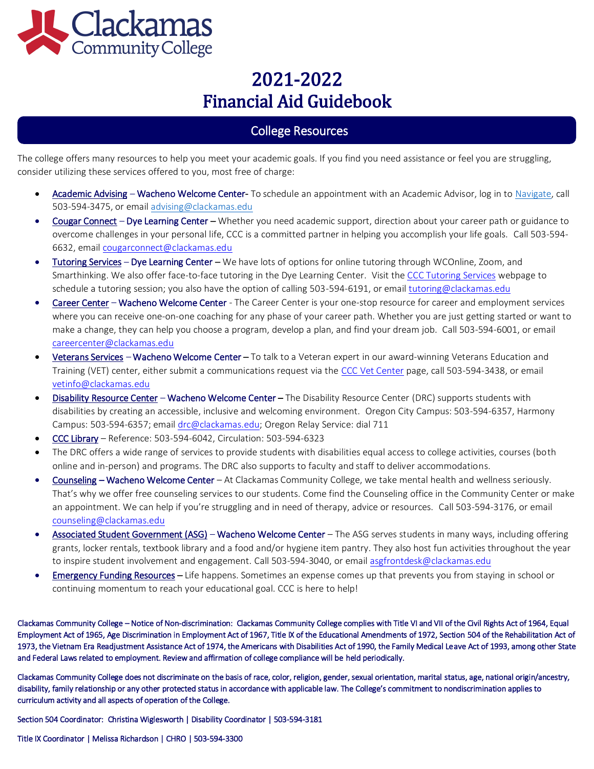Clackamas Community College

# 2021-2022 Financial Aid Guidebook

## College Resources

The college offers many resources to help you meet your academic goals. If you find you need assistance or feel you are struggling, consider utilizing these services offered to you, most free of charge:

- Academic Advising – Wacheno Welcome Center- To schedule an appointment with an Academic Advisor, log in to Navigate, call 503-594-3475, or email advising@clackamas.edu
- Cougar Connect – Dye Learning Center – Whether you need academic support, direction about your career path or guidance to overcome challenges in your personal life, CCC is a committed partner in helping you accomplish your life goals. Call 503-594-6632, email cougarconnect@clackamas.edu
- Tutoring Services – Dye Learning Center – We have lots of options for online tutoring through WCOnline, Zoom, and Smarthinking. We also offer face-to-face tutoring in the Dye Learning Center. Visit the CCC Tutoring Services webpage to schedule a tutoring session; you also have the option of calling 503-594-6191, or email tutoring@clackamas.edu
- Career Center – Wacheno Welcome Center - The Career Center is your one-stop resource for career and employment services where you can receive one-on-one coaching for any phase of your career path. Whether you are just getting started or want to make a change, they can help you choose a program, develop a plan, and find your dream job. Call 503-594-6001, or email careercenter@clackamas.edu
- Veterans Services – Wacheno Welcome Center – To talk to a Veteran expert in our award-winning Veterans Education and Training (VET) center, either submit a communications request via the CCC Vet Center page, call 503-594-3438, or email vetinfo@clackamas.edu
- Disability Resource Center – Wacheno Welcome Center – The Disability Resource Center (DRC) supports students with disabilities by creating an accessible, inclusive and welcoming environment. Oregon City Campus: 503-594-6357, Harmony Campus: 503-594-6357; email drc@clackamas.edu; Oregon Relay Service: dial 711
- CCC Library – Reference: 503-594-6042, Circulation: 503-594-6323
- The DRC offers a wide range of services to provide students with disabilities equal access to college activities, courses (both online and in-person) and programs. The DRC also supports to faculty and staff to deliver accommodations.
- Counseling – Wacheno Welcome Center – At Clackamas Community College, we take mental health and wellness seriously. That's why we offer free counseling services to our students. Come find the Counseling office in the Community Center or make an appointment. We can help if you're struggling and in need of therapy, advice or resources. Call 503-594-3176, or email counseling@clackamas.edu
- Associated Student Government (ASG) – Wacheno Welcome Center – The ASG serves students in many ways, including offering grants, locker rentals, textbook library and a food and/or hygiene item pantry. They also host fun activities throughout the year to inspire student involvement and engagement. Call 503-594-3040, or email asgfrontdesk@clackamas.edu
- Emergency Funding Resources – Life happens. Sometimes an expense comes up that prevents you from staying in school or continuing momentum to reach your educational goal. CCC is here to help!

Clackamas Community College – Notice of Non-discrimination: Clackamas Community College complies with Title VI and VII of the Civil Rights Act of 1964, Equal Employment Act of 1965, Age Discrimination in Employment Act of 1967, Title IX of the Educational Amendments of 1972, Section 504 of the Rehabilitation Act of 1973, the Vietnam Era Readjustment Assistance Act of 1974, the Americans with Disabilities Act of 1990, the Family Medical Leave Act of 1993, among other State and Federal Laws related to employment. Review and affirmation of college compliance will be held periodically.

Clackamas Community College does not discriminate on the basis of race, color, religion, gender, sexual orientation, marital status, age, national origin/ancestry, disability, family relationship or any other protected status in accordance with applicable law. The College's commitment to nondiscrimination applies to curriculum activity and all aspects of operation of the College.

Section 504 Coordinator: Christina Wiglesworth | Disability Coordinator | 503-594-3181

Title IX Coordinator | Melissa Richardson | CHRO | 503-594-3300